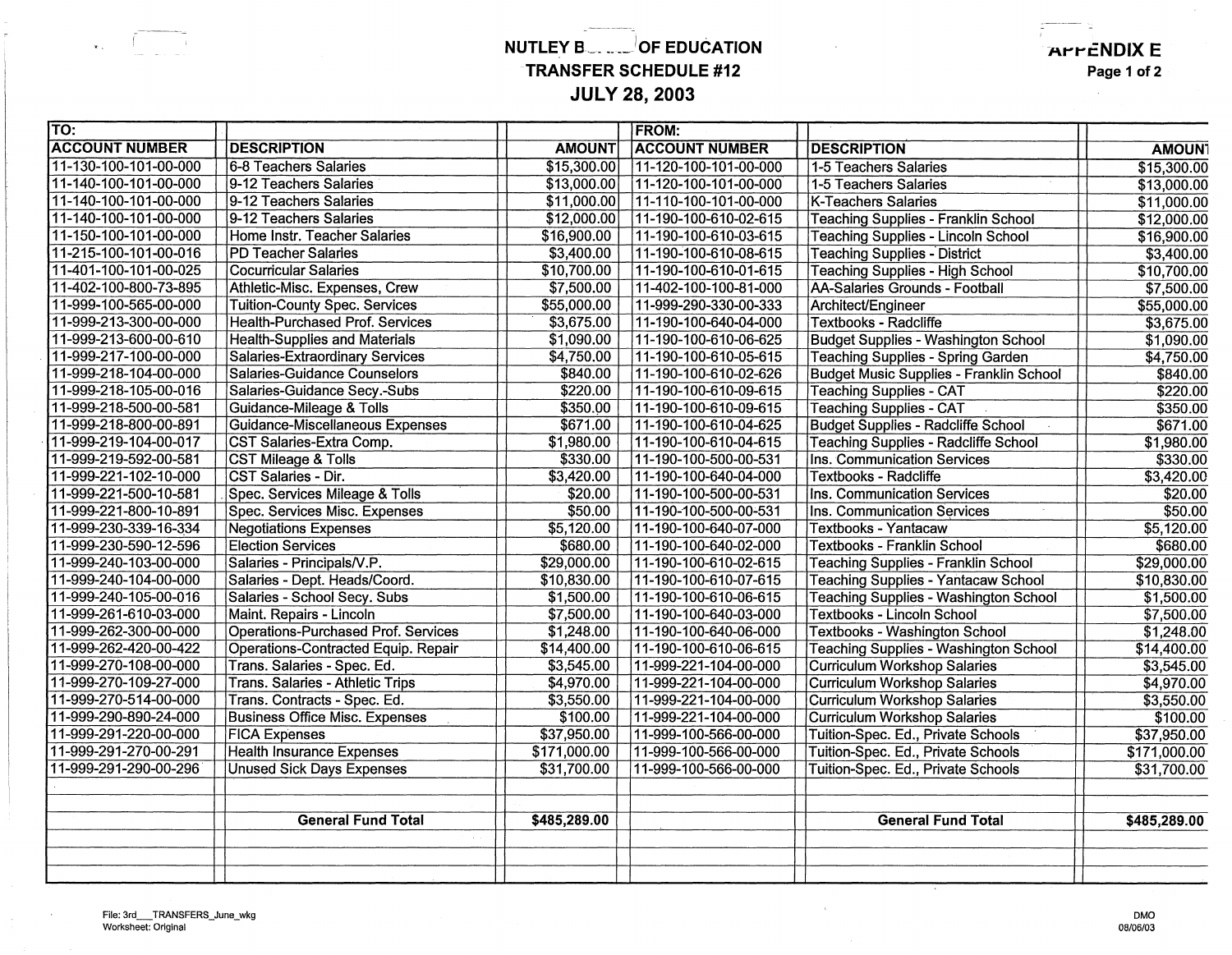# NUTLEY BOARD OF EDUCATION
## TRANSFER SCHEDULE #12
## JULY 28, 2003

**APPENDIX E**

| TO: | | | FROM: | | |
|---|---|---|---|---|---|
| **ACCOUNT NUMBER** | **DESCRIPTION** | **AMOUNT** | **ACCOUNT NUMBER** | **DESCRIPTION** | **AMOUNT** |
| 11-130-100-101-00-000 | 6-8 Teachers Salaries | $15,300.00 | 11-120-100-101-00-000 | 1-5 Teachers Salaries | $15,300.00 |
| 11-140-100-101-00-000 | 9-12 Teachers Salaries | $13,000.00 | 11-120-100-101-00-000 | 1-5 Teachers Salaries | $13,000.00 |
| 11-140-100-101-00-000 | 9-12 Teachers Salaries | $11,000.00 | 11-110-100-101-00-000 | K-Teachers Salaries | $11,000.00 |
| 11-140-100-101-00-000 | 9-12 Teachers Salaries | $12,000.00 | 11-190-100-610-02-615 | Teaching Supplies - Franklin School | $12,000.00 |
| 11-150-100-101-00-000 | Home Instr. Teacher Salaries | $16,900.00 | 11-190-100-610-03-615 | Teaching Supplies - Lincoln School | $16,900.00 |
| 11-215-100-101-00-016 | PD Teacher Salaries | $3,400.00 | 11-190-100-610-08-615 | Teaching Supplies - District | $3,400.00 |
| 11-401-100-101-00-025 | Cocurricular Salaries | $10,700.00 | 11-190-100-610-01-615 | Teaching Supplies - High School | $10,700.00 |
| 11-402-100-800-73-895 | Athletic-Misc. Expenses, Crew | $7,500.00 | 11-402-100-100-81-000 | AA-Salaries Grounds - Football | $7,500.00 |
| 11-999-100-565-00-000 | Tuition-County Spec. Services | $55,000.00 | 11-999-290-330-00-333 | Architect/Engineer | $55,000.00 |
| 11-999-213-300-00-000 | Health-Purchased Prof. Services | $3,675.00 | 11-190-100-640-04-000 | Textbooks - Radcliffe | $3,675.00 |
| 11-999-213-600-00-610 | Health-Supplies and Materials | $1,090.00 | 11-190-100-610-06-625 | Budget Supplies - Washington School | $1,090.00 |
| 11-999-217-100-00-000 | Salaries-Extraordinary Services | $4,750.00 | 11-190-100-610-05-615 | Teaching Supplies - Spring Garden | $4,750.00 |
| 11-999-218-104-00-000 | Salaries-Guidance Counselors | $840.00 | 11-190-100-610-02-626 | Budget Music Supplies - Franklin School | $840.00 |
| 11-999-218-105-00-016 | Salaries-Guidance Secy.-Subs | $220.00 | 11-190-100-610-09-615 | Teaching Supplies - CAT | $220.00 |
| 11-999-218-500-00-581 | Guidance-Mileage & Tolls | $350.00 | 11-190-100-610-09-615 | Teaching Supplies - CAT | $350.00 |
| 11-999-218-800-00-891 | Guidance-Miscellaneous Expenses | $671.00 | 11-190-100-610-04-625 | Budget Supplies - Radcliffe School | $671.00 |
| 11-999-219-104-00-017 | CST Salaries-Extra Comp. | $1,980.00 | 11-190-100-610-04-615 | Teaching Supplies - Radcliffe School | $1,980.00 |
| 11-999-219-592-00-581 | CST Mileage & Tolls | $330.00 | 11-190-100-500-00-531 | Ins. Communication Services | $330.00 |
| 11-999-221-102-10-000 | CST Salaries - Dir. | $3,420.00 | 11-190-100-640-04-000 | Textbooks - Radcliffe | $3,420.00 |
| 11-999-221-500-10-581 | Spec. Services Mileage & Tolls | $20.00 | 11-190-100-500-00-531 | Ins. Communication Services | $20.00 |
| 11-999-221-800-10-891 | Spec. Services Misc. Expenses | $50.00 | 11-190-100-500-00-531 | Ins. Communication Services | $50.00 |
| 11-999-230-339-16-334 | Negotiations Expenses | $5,120.00 | 11-190-100-640-07-000 | Textbooks - Yantacaw | $5,120.00 |
| 11-999-230-590-12-596 | Election Services | $680.00 | 11-190-100-640-02-000 | Textbooks - Franklin School | $680.00 |
| 11-999-240-103-00-000 | Salaries - Principals/V.P. | $29,000.00 | 11-190-100-610-02-615 | Teaching Supplies - Franklin School | $29,000.00 |
| 11-999-240-104-00-000 | Salaries - Dept. Heads/Coord. | $10,830.00 | 11-190-100-610-07-615 | Teaching Supplies - Yantacaw School | $10,830.00 |
| 11-999-240-105-00-016 | Salaries - School Secy. Subs | $1,500.00 | 11-190-100-610-06-615 | Teaching Supplies - Washington School | $1,500.00 |
| 11-999-261-610-03-000 | Maint. Repairs - Lincoln | $7,500.00 | 11-190-100-640-03-000 | Textbooks - Lincoln School | $7,500.00 |
| 11-999-262-300-00-000 | Operations-Purchased Prof. Services | $1,248.00 | 11-190-100-640-06-000 | Textbooks - Washington School | $1,248.00 |
| 11-999-262-420-00-422 | Operations-Contracted Equip. Repair | $14,400.00 | 11-190-100-610-06-615 | Teaching Supplies - Washington School | $14,400.00 |
| 11-999-270-108-00-000 | Trans. Salaries - Spec. Ed. | $3,545.00 | 11-999-221-104-00-000 | Curriculum Workshop Salaries | $3,545.00 |
| 11-999-270-109-27-000 | Trans. Salaries - Athletic Trips | $4,970.00 | 11-999-221-104-00-000 | Curriculum Workshop Salaries | $4,970.00 |
| 11-999-270-514-00-000 | Trans. Contracts - Spec. Ed. | $3,550.00 | 11-999-221-104-00-000 | Curriculum Workshop Salaries | $3,550.00 |
| 11-999-290-890-24-000 | Business Office Misc. Expenses | $100.00 | 11-999-221-104-00-000 | Curriculum Workshop Salaries | $100.00 |
| 11-999-291-220-00-000 | FICA Expenses | $37,950.00 | 11-999-100-566-00-000 | Tuition-Spec. Ed., Private Schools | $37,950.00 |
| 11-999-291-270-00-291 | Health Insurance Expenses | $171,000.00 | 11-999-100-566-00-000 | Tuition-Spec. Ed., Private Schools | $171,000.00 |
| 11-999-291-290-00-296 | Unused Sick Days Expenses | $31,700.00 | 11-999-100-566-00-000 | Tuition-Spec. Ed., Private Schools | $31,700.00 |
| | | | | | |
| | **General Fund Total** | **$485,289.00** | | **General Fund Total** | **$485,289.00** |

File: 3rd___TRANSFERS_June_wkg
Worksheet: Original

DMO
08/06/03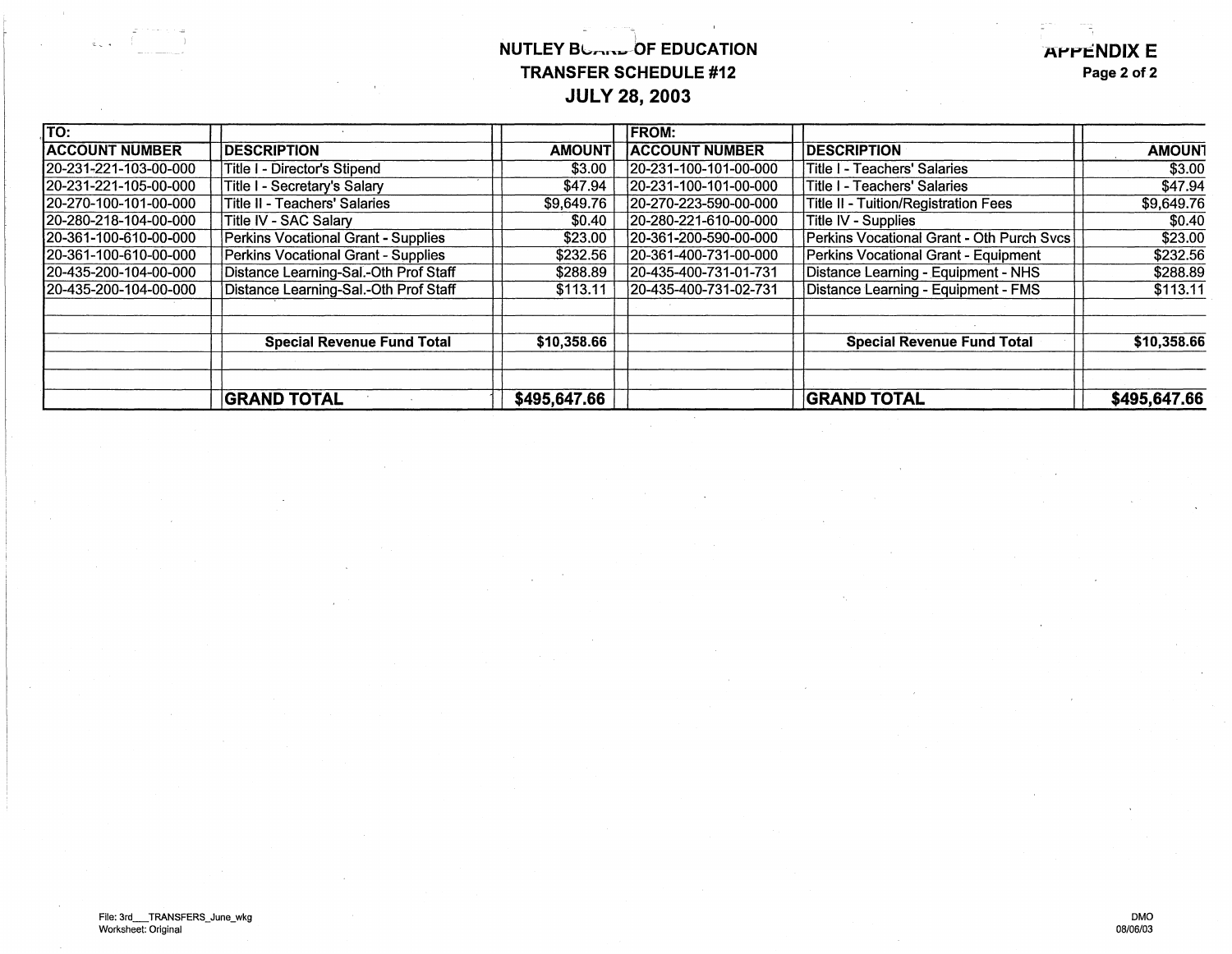# NUTLEY BOARD OF EDUCATION
## TRANSFER SCHEDULE #12
## JULY 28, 2003

**APPENDIX E**

| TO: | | | FROM: | | |
|---|---|---|---|---|---|
| **ACCOUNT NUMBER** | **DESCRIPTION** | **AMOUNT** | **ACCOUNT NUMBER** | **DESCRIPTION** | **AMOUNT** |
| 20-231-221-103-00-000 | Title I - Director's Stipend | $3.00 | 20-231-100-101-00-000 | Title I - Teachers' Salaries | $3.00 |
| 20-231-221-105-00-000 | Title I - Secretary's Salary | $47.94 | 20-231-100-101-00-000 | Title I - Teachers' Salaries | $47.94 |
| 20-270-100-101-00-000 | Title II - Teachers' Salaries | $9,649.76 | 20-270-223-590-00-000 | Title II - Tuition/Registration Fees | $9,649.76 |
| 20-280-218-104-00-000 | Title IV - SAC Salary | $0.40 | 20-280-221-610-00-000 | Title IV - Supplies | $0.40 |
| 20-361-100-610-00-000 | Perkins Vocational Grant - Supplies | $23.00 | 20-361-200-590-00-000 | Perkins Vocational Grant - Oth Purch Svcs | $23.00 |
| 20-361-100-610-00-000 | Perkins Vocational Grant - Supplies | $232.56 | 20-361-400-731-00-000 | Perkins Vocational Grant - Equipment | $232.56 |
| 20-435-200-104-00-000 | Distance Learning-Sal.-Oth Prof Staff | $288.89 | 20-435-400-731-01-731 | Distance Learning - Equipment - NHS | $288.89 |
| 20-435-200-104-00-000 | Distance Learning-Sal.-Oth Prof Staff | $113.11 | 20-435-400-731-02-731 | Distance Learning - Equipment - FMS | $113.11 |
| | | | | | |
| | **Special Revenue Fund Total** | **$10,358.66** | | **Special Revenue Fund Total** | **$10,358.66** |
| | | | | | |
| | **GRAND TOTAL** | **$495,647.66** | | **GRAND TOTAL** | **$495,647.66** |

File: 3rd___TRANSFERS_June_wkg
Worksheet: Original

DMO
08/06/03